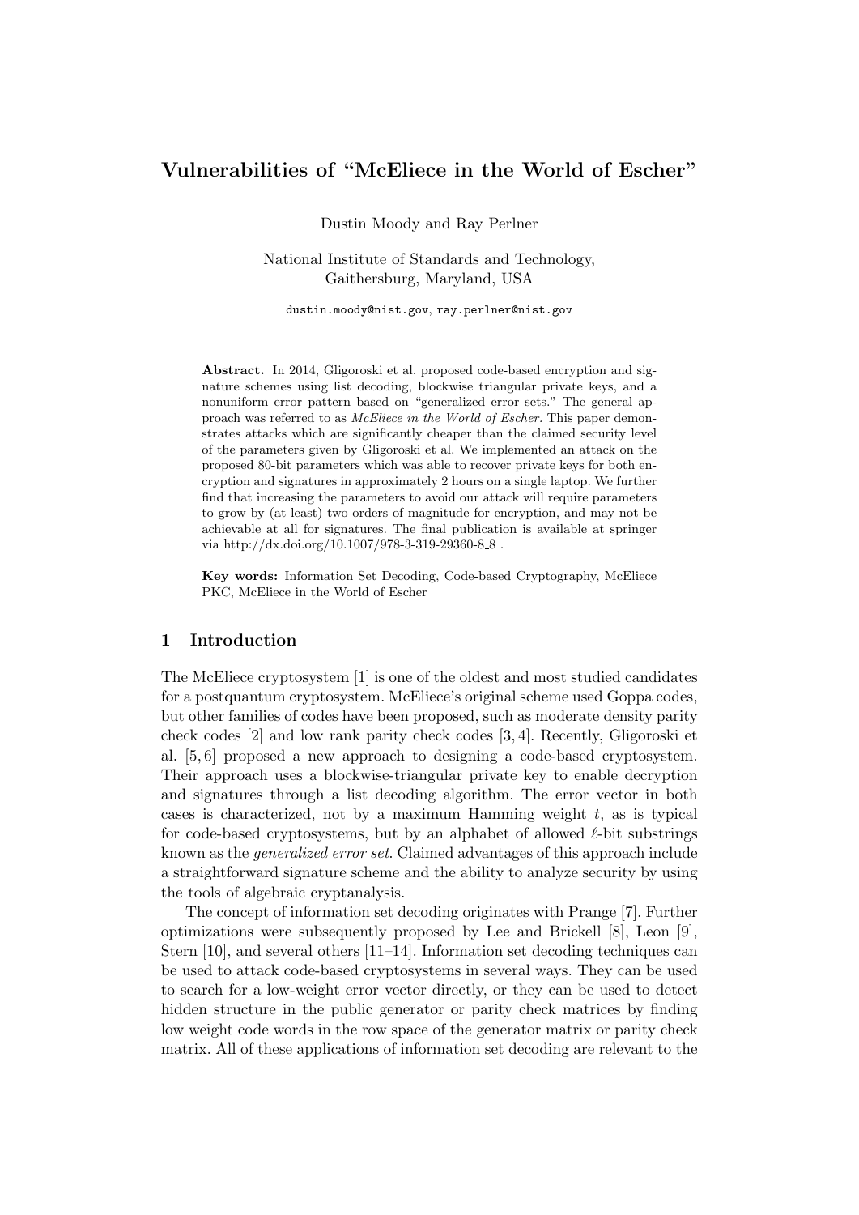# Vulnerabilities of "McEliece in the World of Escher"

Dustin Moody and Ray Perlner

National Institute of Standards and Technology,
Gaithersburg, Maryland, USA

dustin.moody@nist.gov, ray.perlner@nist.gov

**Abstract.** In 2014, Gligoroski et al. proposed code-based encryption and signature schemes using list decoding, blockwise triangular private keys, and a nonuniform error pattern based on "generalized error sets." The general approach was referred to as *McEliece in the World of Escher*. This paper demonstrates attacks which are significantly cheaper than the claimed security level of the parameters given by Gligoroski et al. We implemented an attack on the proposed 80-bit parameters which was able to recover private keys for both encryption and signatures in approximately 2 hours on a single laptop. We further find that increasing the parameters to avoid our attack will require parameters to grow by (at least) two orders of magnitude for encryption, and may not be achievable at all for signatures. The final publication is available at springer via http://dx.doi.org/10.1007/978-3-319-29360-8_8 .

**Key words:** Information Set Decoding, Code-based Cryptography, McEliece PKC, McEliece in the World of Escher

## 1 Introduction

The McEliece cryptosystem [1] is one of the oldest and most studied candidates for a postquantum cryptosystem. McEliece's original scheme used Goppa codes, but other families of codes have been proposed, such as moderate density parity check codes [2] and low rank parity check codes [3, 4]. Recently, Gligoroski et al. [5, 6] proposed a new approach to designing a code-based cryptosystem. Their approach uses a blockwise-triangular private key to enable decryption and signatures through a list decoding algorithm. The error vector in both cases is characterized, not by a maximum Hamming weight $t$, as is typical for code-based cryptosystems, but by an alphabet of allowed $\ell$-bit substrings known as the *generalized error set*. Claimed advantages of this approach include a straightforward signature scheme and the ability to analyze security by using the tools of algebraic cryptanalysis.

The concept of information set decoding originates with Prange [7]. Further optimizations were subsequently proposed by Lee and Brickell [8], Leon [9], Stern [10], and several others [11–14]. Information set decoding techniques can be used to attack code-based cryptosystems in several ways. They can be used to search for a low-weight error vector directly, or they can be used to detect hidden structure in the public generator or parity check matrices by finding low weight code words in the row space of the generator matrix or parity check matrix. All of these applications of information set decoding are relevant to the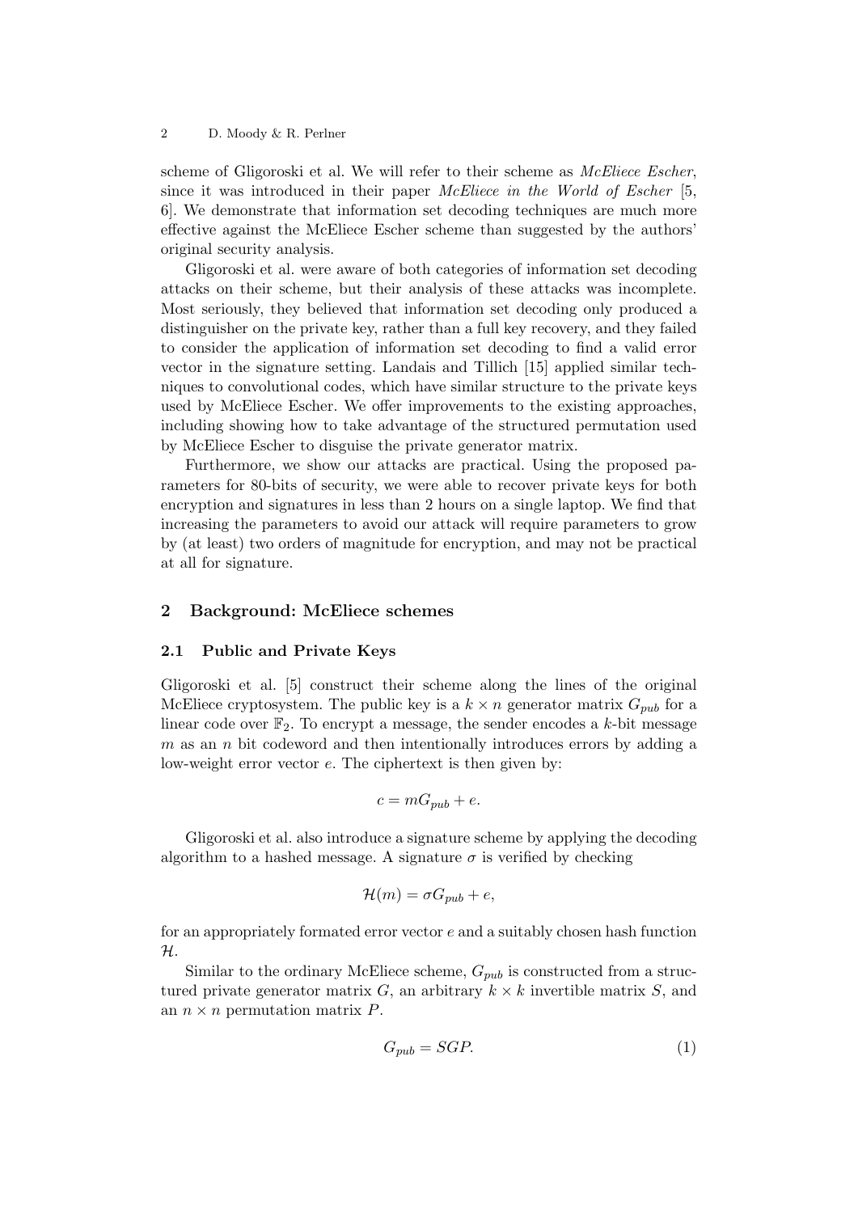scheme of Gligoroski et al. We will refer to their scheme as *McEliece Escher*, since it was introduced in their paper *McEliece in the World of Escher* [5, 6]. We demonstrate that information set decoding techniques are much more effective against the McEliece Escher scheme than suggested by the authors' original security analysis.

Gligoroski et al. were aware of both categories of information set decoding attacks on their scheme, but their analysis of these attacks was incomplete. Most seriously, they believed that information set decoding only produced a distinguisher on the private key, rather than a full key recovery, and they failed to consider the application of information set decoding to find a valid error vector in the signature setting. Landais and Tillich [15] applied similar techniques to convolutional codes, which have similar structure to the private keys used by McEliece Escher. We offer improvements to the existing approaches, including showing how to take advantage of the structured permutation used by McEliece Escher to disguise the private generator matrix.

Furthermore, we show our attacks are practical. Using the proposed parameters for 80-bits of security, we were able to recover private keys for both encryption and signatures in less than 2 hours on a single laptop. We find that increasing the parameters to avoid our attack will require parameters to grow by (at least) two orders of magnitude for encryption, and may not be practical at all for signature.

## 2 Background: McEliece schemes

### 2.1 Public and Private Keys

Gligoroski et al. [5] construct their scheme along the lines of the original McEliece cryptosystem. The public key is a $k \times n$ generator matrix $G_{pub}$ for a linear code over $\mathbb{F}_2$. To encrypt a message, the sender encodes a $k$-bit message $m$ as an $n$ bit codeword and then intentionally introduces errors by adding a low-weight error vector $e$. The ciphertext is then given by:

$$c = mG_{pub} + e.$$

Gligoroski et al. also introduce a signature scheme by applying the decoding algorithm to a hashed message. A signature $\sigma$ is verified by checking

$$\mathcal{H}(m) = \sigma G_{pub} + e,$$

for an appropriately formated error vector $e$ and a suitably chosen hash function $\mathcal{H}$.

Similar to the ordinary McEliece scheme, $G_{pub}$ is constructed from a structured private generator matrix $G$, an arbitrary $k \times k$ invertible matrix $S$, and an $n \times n$ permutation matrix $P$.

$$G_{pub} = SGP. \tag{1}$$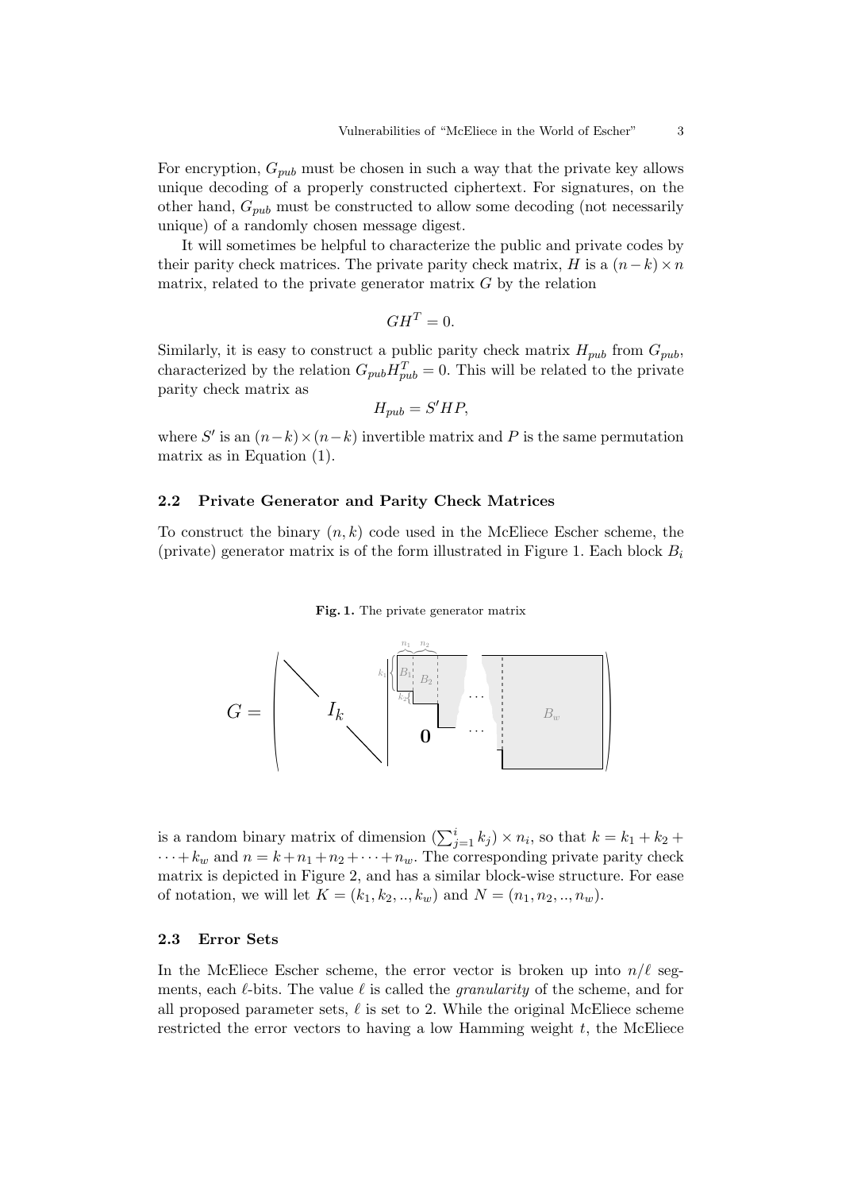For encryption, $G_{pub}$ must be chosen in such a way that the private key allows unique decoding of a properly constructed ciphertext. For signatures, on the other hand, $G_{pub}$ must be constructed to allow some decoding (not necessarily unique) of a randomly chosen message digest.

It will sometimes be helpful to characterize the public and private codes by their parity check matrices. The private parity check matrix, $H$ is a $(n-k) \times n$ matrix, related to the private generator matrix $G$ by the relation

$$GH^T = 0.$$

Similarly, it is easy to construct a public parity check matrix $H_{pub}$ from $G_{pub}$, characterized by the relation $G_{pub}H_{pub}^T = 0$. This will be related to the private parity check matrix as

$$H_{pub} = S'HP,$$

where $S'$ is an $(n-k) \times (n-k)$ invertible matrix and $P$ is the same permutation matrix as in Equation (1).

### 2.2 Private Generator and Parity Check Matrices

To construct the binary $(n, k)$ code used in the McEliece Escher scheme, the (private) generator matrix is of the form illustrated in Figure 1. Each block $B_i$

**Fig. 1.** The private generator matrix

is a random binary matrix of dimension $(\sum_{j=1}^{i} k_j) \times n_i$, so that $k = k_1 + k_2 + \cdots + k_w$ and $n = k + n_1 + n_2 + \cdots + n_w$. The corresponding private parity check matrix is depicted in Figure 2, and has a similar block-wise structure. For ease of notation, we will let $K = (k_1, k_2, .., k_w)$ and $N = (n_1, n_2, .., n_w)$.

### 2.3 Error Sets

In the McEliece Escher scheme, the error vector is broken up into $n/\ell$ segments, each $\ell$-bits. The value $\ell$ is called the *granularity* of the scheme, and for all proposed parameter sets, $\ell$ is set to 2. While the original McEliece scheme restricted the error vectors to having a low Hamming weight $t$, the McEliece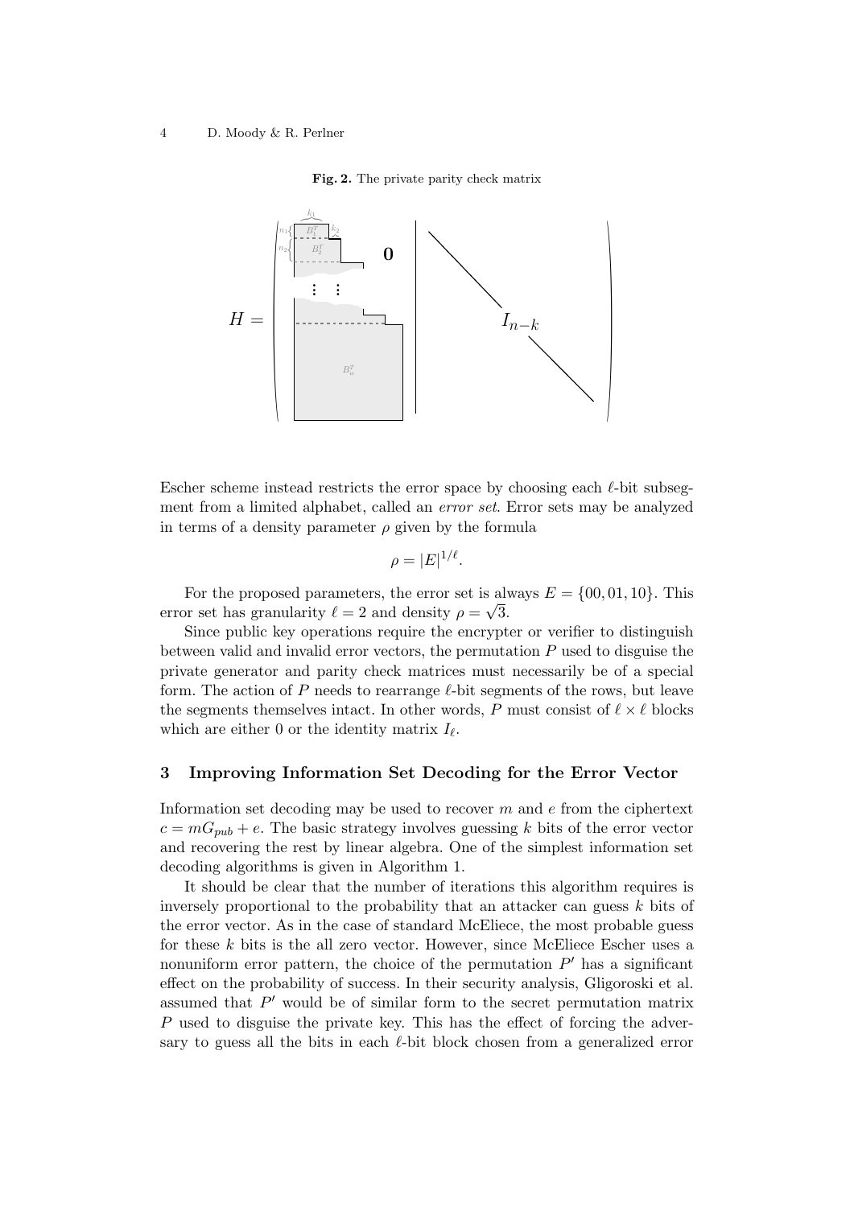**Fig. 2.** The private parity check matrix

$$H = \begin{pmatrix} \begin{matrix} B_1^T & \\ B_2^T & \mathbf{0} \\ \vdots & \vdots \\ B_w^T & \end{matrix} & \Bigg| & I_{n-k} \end{pmatrix}$$

Escher scheme instead restricts the error space by choosing each $\ell$-bit subsegment from a limited alphabet, called an *error set*. Error sets may be analyzed in terms of a density parameter $\rho$ given by the formula

$$\rho = |E|^{1/\ell}.$$

For the proposed parameters, the error set is always $E = \{00, 01, 10\}$. This error set has granularity $\ell = 2$ and density $\rho = \sqrt{3}$.

Since public key operations require the encrypter or verifier to distinguish between valid and invalid error vectors, the permutation $P$ used to disguise the private generator and parity check matrices must necessarily be of a special form. The action of $P$ needs to rearrange $\ell$-bit segments of the rows, but leave the segments themselves intact. In other words, $P$ must consist of $\ell \times \ell$ blocks which are either 0 or the identity matrix $I_\ell$.

## 3 Improving Information Set Decoding for the Error Vector

Information set decoding may be used to recover $m$ and $e$ from the ciphertext $c = mG_{pub} + e$. The basic strategy involves guessing $k$ bits of the error vector and recovering the rest by linear algebra. One of the simplest information set decoding algorithms is given in Algorithm 1.

It should be clear that the number of iterations this algorithm requires is inversely proportional to the probability that an attacker can guess $k$ bits of the error vector. As in the case of standard McEliece, the most probable guess for these $k$ bits is the all zero vector. However, since McEliece Escher uses a nonuniform error pattern, the choice of the permutation $P'$ has a significant effect on the probability of success. In their security analysis, Gligoroski et al. assumed that $P'$ would be of similar form to the secret permutation matrix $P$ used to disguise the private key. This has the effect of forcing the adversary to guess all the bits in each $\ell$-bit block chosen from a generalized error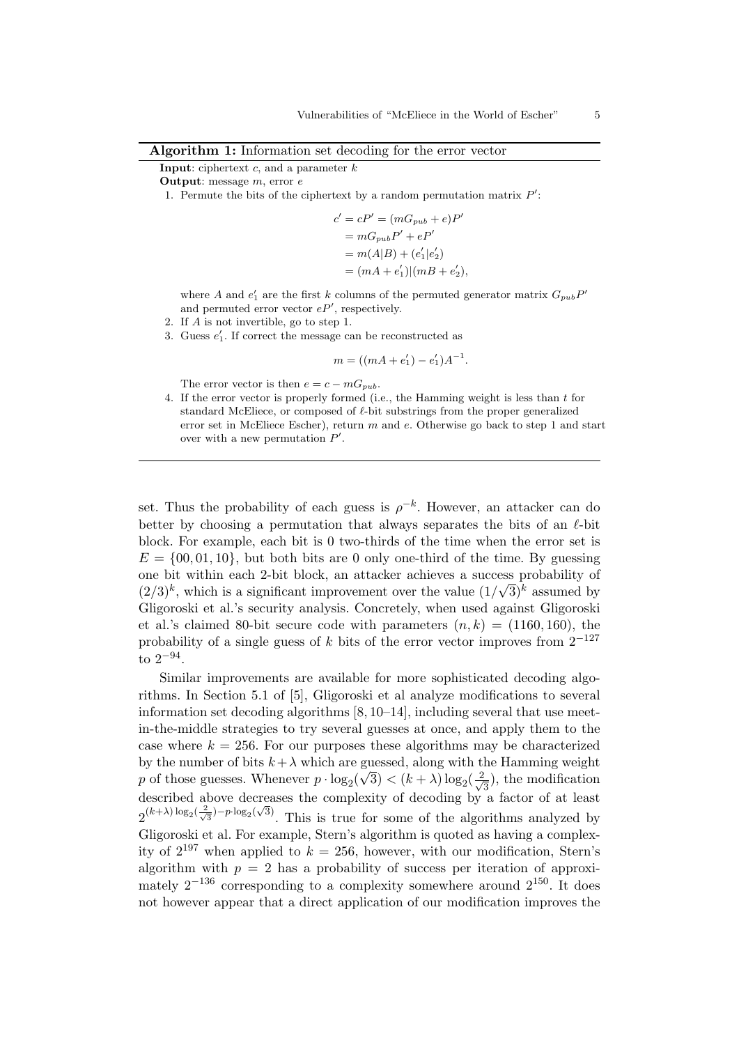**Algorithm 1:** Information set decoding for the error vector

**Input**: ciphertext $c$, and a parameter $k$

**Output**: message $m$, error $e$

1. Permute the bits of the ciphertext by a random permutation matrix $P'$:

$$
\begin{aligned}
c' = cP' &= (mG_{pub} + e)P' \\
&= mG_{pub}P' + eP' \\
&= m(A|B) + (e_1'|e_2') \\
&= (mA + e_1')|(mB + e_2'),
\end{aligned}
$$

   where $A$ and $e_1'$ are the first $k$ columns of the permuted generator matrix $G_{pub}P'$ and permuted error vector $eP'$, respectively.

2. If $A$ is not invertible, go to step 1.
3. Guess $e_1'$. If correct the message can be reconstructed as

$$
m = ((mA + e_1') - e_1')A^{-1}.
$$

   The error vector is then $e = c - mG_{pub}$.

4. If the error vector is properly formed (i.e., the Hamming weight is less than $t$ for standard McEliece, or composed of $\ell$-bit substrings from the proper generalized error set in McEliece Escher), return $m$ and $e$. Otherwise go back to step 1 and start over with a new permutation $P'$.

---

set. Thus the probability of each guess is $\rho^{-k}$. However, an attacker can do better by choosing a permutation that always separates the bits of an $\ell$-bit block. For example, each bit is 0 two-thirds of the time when the error set is $E = \{00, 01, 10\}$, but both bits are 0 only one-third of the time. By guessing one bit within each 2-bit block, an attacker achieves a success probability of $(2/3)^k$, which is a significant improvement over the value $(1/\sqrt{3})^k$ assumed by Gligoroski et al.'s security analysis. Concretely, when used against Gligoroski et al.'s claimed 80-bit secure code with parameters $(n, k) = (1160, 160)$, the probability of a single guess of $k$ bits of the error vector improves from $2^{-127}$ to $2^{-94}$.

Similar improvements are available for more sophisticated decoding algorithms. In Section 5.1 of [5], Gligoroski et al analyze modifications to several information set decoding algorithms [8, 10–14], including several that use meet-in-the-middle strategies to try several guesses at once, and apply them to the case where $k = 256$. For our purposes these algorithms may be characterized by the number of bits $k+\lambda$ which are guessed, along with the Hamming weight $p$ of those guesses. Whenever $p \cdot \log_2(\sqrt{3}) < (k + \lambda) \log_2(\frac{2}{\sqrt{3}})$, the modification described above decreases the complexity of decoding by a factor of at least $2^{(k+\lambda) \log_2(\frac{2}{\sqrt{3}}) - p \cdot \log_2(\sqrt{3})}$. This is true for some of the algorithms analyzed by Gligoroski et al. For example, Stern's algorithm is quoted as having a complexity of $2^{197}$ when applied to $k = 256$, however, with our modification, Stern's algorithm with $p = 2$ has a probability of success per iteration of approximately $2^{-136}$ corresponding to a complexity somewhere around $2^{150}$. It does not however appear that a direct application of our modification improves the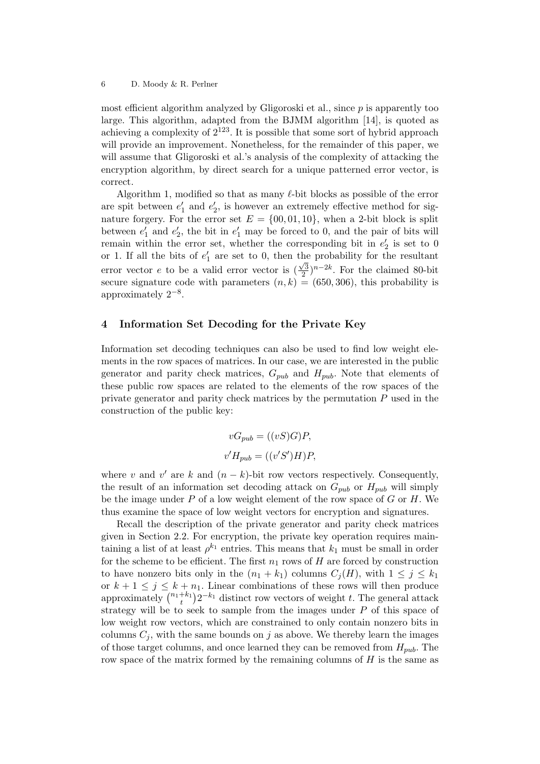most efficient algorithm analyzed by Gligoroski et al., since $p$ is apparently too large. This algorithm, adapted from the BJMM algorithm [14], is quoted as achieving a complexity of $2^{123}$. It is possible that some sort of hybrid approach will provide an improvement. Nonetheless, for the remainder of this paper, we will assume that Gligoroski et al.'s analysis of the complexity of attacking the encryption algorithm, by direct search for a unique patterned error vector, is correct.

Algorithm 1, modified so that as many $\ell$-bit blocks as possible of the error are spit between $e'_1$ and $e'_2$, is however an extremely effective method for signature forgery. For the error set $E = \{00, 01, 10\}$, when a 2-bit block is split between $e'_1$ and $e'_2$, the bit in $e'_1$ may be forced to 0, and the pair of bits will remain within the error set, whether the corresponding bit in $e'_2$ is set to 0 or 1. If all the bits of $e'_1$ are set to 0, then the probability for the resultant error vector $e$ to be a valid error vector is $(\frac{\sqrt{3}}{2})^{n-2k}$. For the claimed 80-bit secure signature code with parameters $(n, k) = (650, 306)$, this probability is approximately $2^{-8}$.

## 4 Information Set Decoding for the Private Key

Information set decoding techniques can also be used to find low weight elements in the row spaces of matrices. In our case, we are interested in the public generator and parity check matrices, $G_{pub}$ and $H_{pub}$. Note that elements of these public row spaces are related to the elements of the row spaces of the private generator and parity check matrices by the permutation $P$ used in the construction of the public key:

$$vG_{pub} = ((vS)G)P,$$

$$v'H_{pub} = ((v'S')H)P,$$

where $v$ and $v'$ are $k$ and $(n-k)$-bit row vectors respectively. Consequently, the result of an information set decoding attack on $G_{pub}$ or $H_{pub}$ will simply be the image under $P$ of a low weight element of the row space of $G$ or $H$. We thus examine the space of low weight vectors for encryption and signatures.

Recall the description of the private generator and parity check matrices given in Section 2.2. For encryption, the private key operation requires maintaining a list of at least $\rho^{k_1}$ entries. This means that $k_1$ must be small in order for the scheme to be efficient. The first $n_1$ rows of $H$ are forced by construction to have nonzero bits only in the $(n_1 + k_1)$ columns $C_j(H)$, with $1 \leq j \leq k_1$ or $k + 1 \leq j \leq k + n_1$. Linear combinations of these rows will then produce approximately $\binom{n_1+k_1}{t}2^{-k_1}$ distinct row vectors of weight $t$. The general attack strategy will be to seek to sample from the images under $P$ of this space of low weight row vectors, which are constrained to only contain nonzero bits in columns $C_j$, with the same bounds on $j$ as above. We thereby learn the images of those target columns, and once learned they can be removed from $H_{pub}$. The row space of the matrix formed by the remaining columns of $H$ is the same as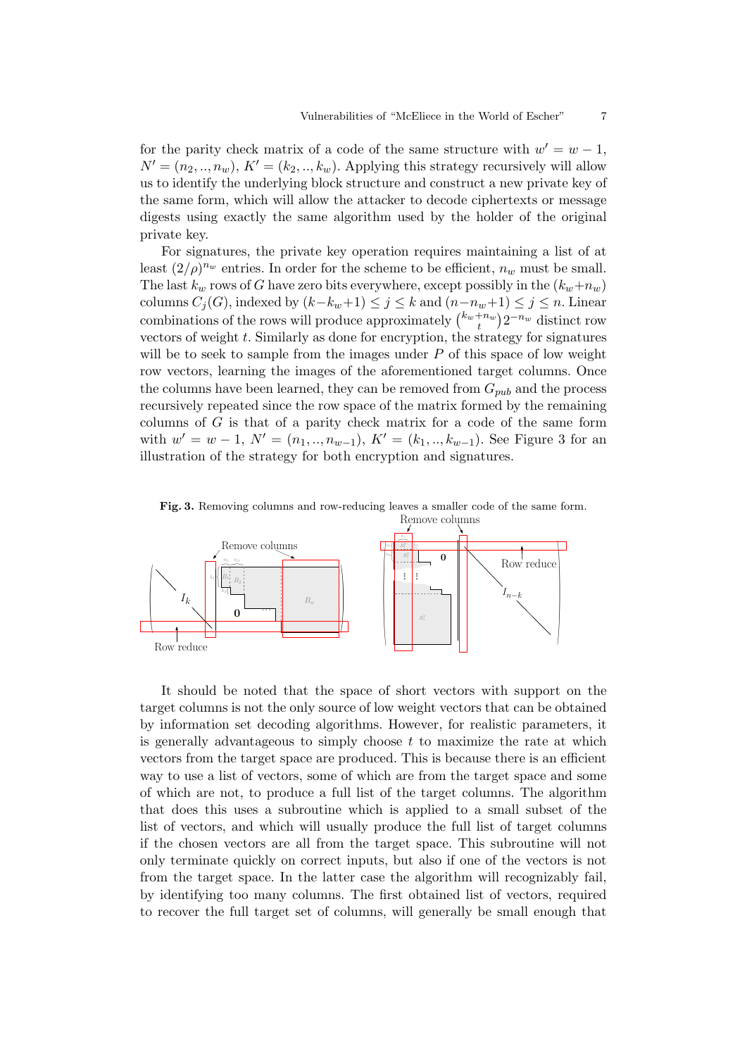for the parity check matrix of a code of the same structure with $w' = w - 1$, $N' = (n_2, .., n_w)$, $K' = (k_2, .., k_w)$. Applying this strategy recursively will allow us to identify the underlying block structure and construct a new private key of the same form, which will allow the attacker to decode ciphertexts or message digests using exactly the same algorithm used by the holder of the original private key.

For signatures, the private key operation requires maintaining a list of at least $(2/\rho)^{n_w}$ entries. In order for the scheme to be efficient, $n_w$ must be small. The last $k_w$ rows of $G$ have zero bits everywhere, except possibly in the $(k_w + n_w)$ columns $C_j(G)$, indexed by $(k - k_w + 1) \leq j \leq k$ and $(n - n_w + 1) \leq j \leq n$. Linear combinations of the rows will produce approximately $\binom{k_w + n_w}{t} 2^{-n_w}$ distinct row vectors of weight $t$. Similarly as done for encryption, the strategy for signatures will be to seek to sample from the images under $P$ of this space of low weight row vectors, learning the images of the aforementioned target columns. Once the columns have been learned, they can be removed from $G_{pub}$ and the process recursively repeated since the row space of the matrix formed by the remaining columns of $G$ is that of a parity check matrix for a code of the same form with $w' = w - 1$, $N' = (n_1, .., n_{w-1})$, $K' = (k_1, .., k_{w-1})$. See Figure 3 for an illustration of the strategy for both encryption and signatures.

**Fig. 3.** Removing columns and row-reducing leaves a smaller code of the same form.

It should be noted that the space of short vectors with support on the target columns is not the only source of low weight vectors that can be obtained by information set decoding algorithms. However, for realistic parameters, it is generally advantageous to simply choose $t$ to maximize the rate at which vectors from the target space are produced. This is because there is an efficient way to use a list of vectors, some of which are from the target space and some of which are not, to produce a full list of the target columns. The algorithm that does this uses a subroutine which is applied to a small subset of the list of vectors, and which will usually produce the full list of target columns if the chosen vectors are all from the target space. This subroutine will not only terminate quickly on correct inputs, but also if one of the vectors is not from the target space. In the latter case the algorithm will recognizably fail, by identifying too many columns. The first obtained list of vectors, required to recover the full target set of columns, will generally be small enough that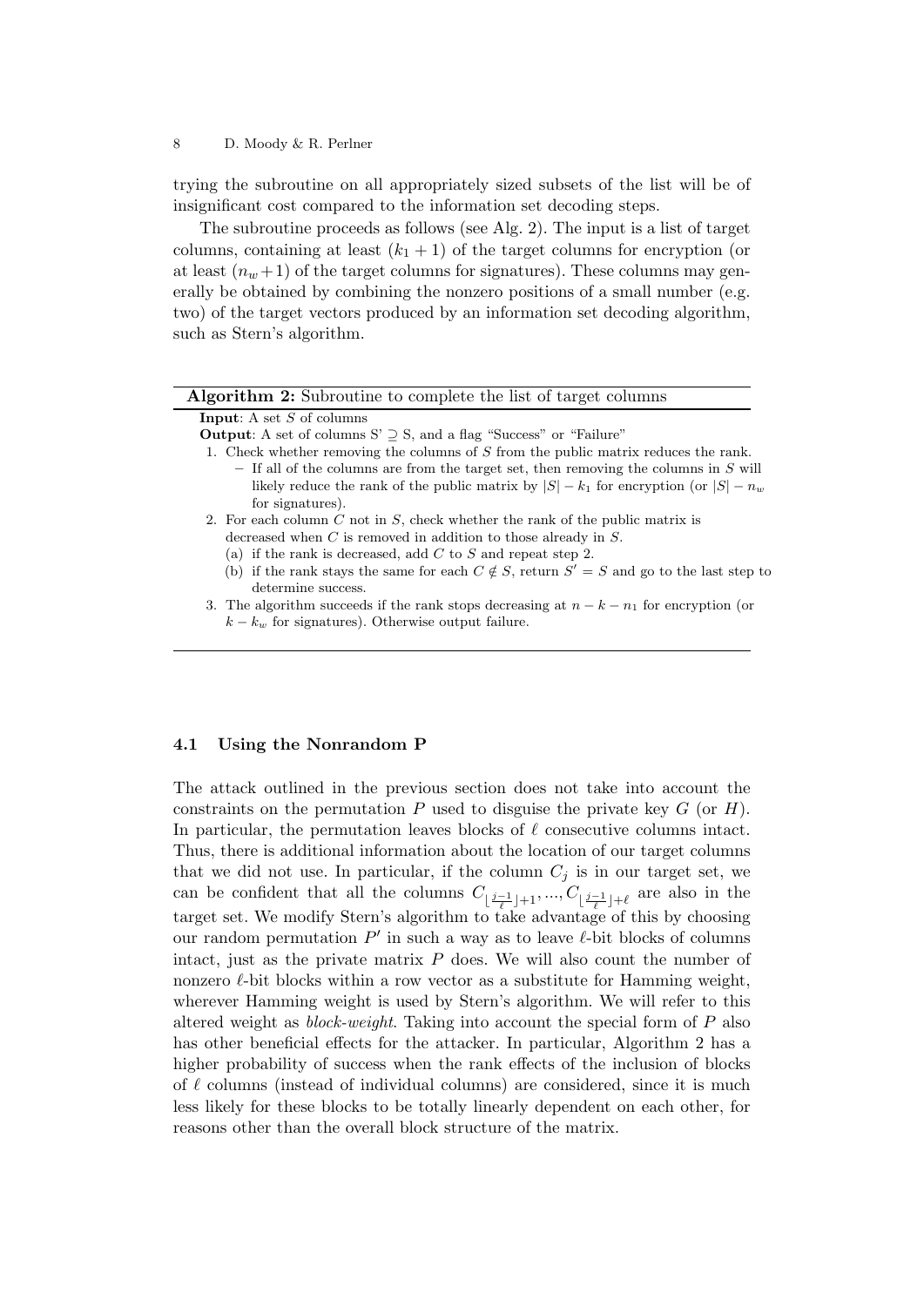trying the subroutine on all appropriately sized subsets of the list will be of insignificant cost compared to the information set decoding steps.

The subroutine proceeds as follows (see Alg. 2). The input is a list of target columns, containing at least $(k_1 + 1)$ of the target columns for encryption (or at least $(n_w + 1)$ of the target columns for signatures). These columns may generally be obtained by combining the nonzero positions of a small number (e.g. two) of the target vectors produced by an information set decoding algorithm, such as Stern's algorithm.

**Algorithm 2:** Subroutine to complete the list of target columns

**Input**: A set $S$ of columns
**Output**: A set of columns S' $\supseteq$ S, and a flag "Success" or "Failure"

1. Check whether removing the columns of $S$ from the public matrix reduces the rank.
   - If all of the columns are from the target set, then removing the columns in $S$ will likely reduce the rank of the public matrix by $|S| - k_1$ for encryption (or $|S| - n_w$ for signatures).
2. For each column $C$ not in $S$, check whether the rank of the public matrix is decreased when $C$ is removed in addition to those already in $S$.
   (a) if the rank is decreased, add $C$ to $S$ and repeat step 2.
   (b) if the rank stays the same for each $C \notin S$, return $S' = S$ and go to the last step to determine success.
3. The algorithm succeeds if the rank stops decreasing at $n - k - n_1$ for encryption (or $k - k_w$ for signatures). Otherwise output failure.

### 4.1 Using the Nonrandom P

The attack outlined in the previous section does not take into account the constraints on the permutation $P$ used to disguise the private key $G$ (or $H$). In particular, the permutation leaves blocks of $\ell$ consecutive columns intact. Thus, there is additional information about the location of our target columns that we did not use. In particular, if the column $C_j$ is in our target set, we can be confident that all the columns $C_{\lfloor \frac{j-1}{\ell} \rfloor + 1}, ..., C_{\lfloor \frac{j-1}{\ell} \rfloor + \ell}$ are also in the target set. We modify Stern's algorithm to take advantage of this by choosing our random permutation $P'$ in such a way as to leave $\ell$-bit blocks of columns intact, just as the private matrix $P$ does. We will also count the number of nonzero $\ell$-bit blocks within a row vector as a substitute for Hamming weight, wherever Hamming weight is used by Stern's algorithm. We will refer to this altered weight as *block-weight*. Taking into account the special form of $P$ also has other beneficial effects for the attacker. In particular, Algorithm 2 has a higher probability of success when the rank effects of the inclusion of blocks of $\ell$ columns (instead of individual columns) are considered, since it is much less likely for these blocks to be totally linearly dependent on each other, for reasons other than the overall block structure of the matrix.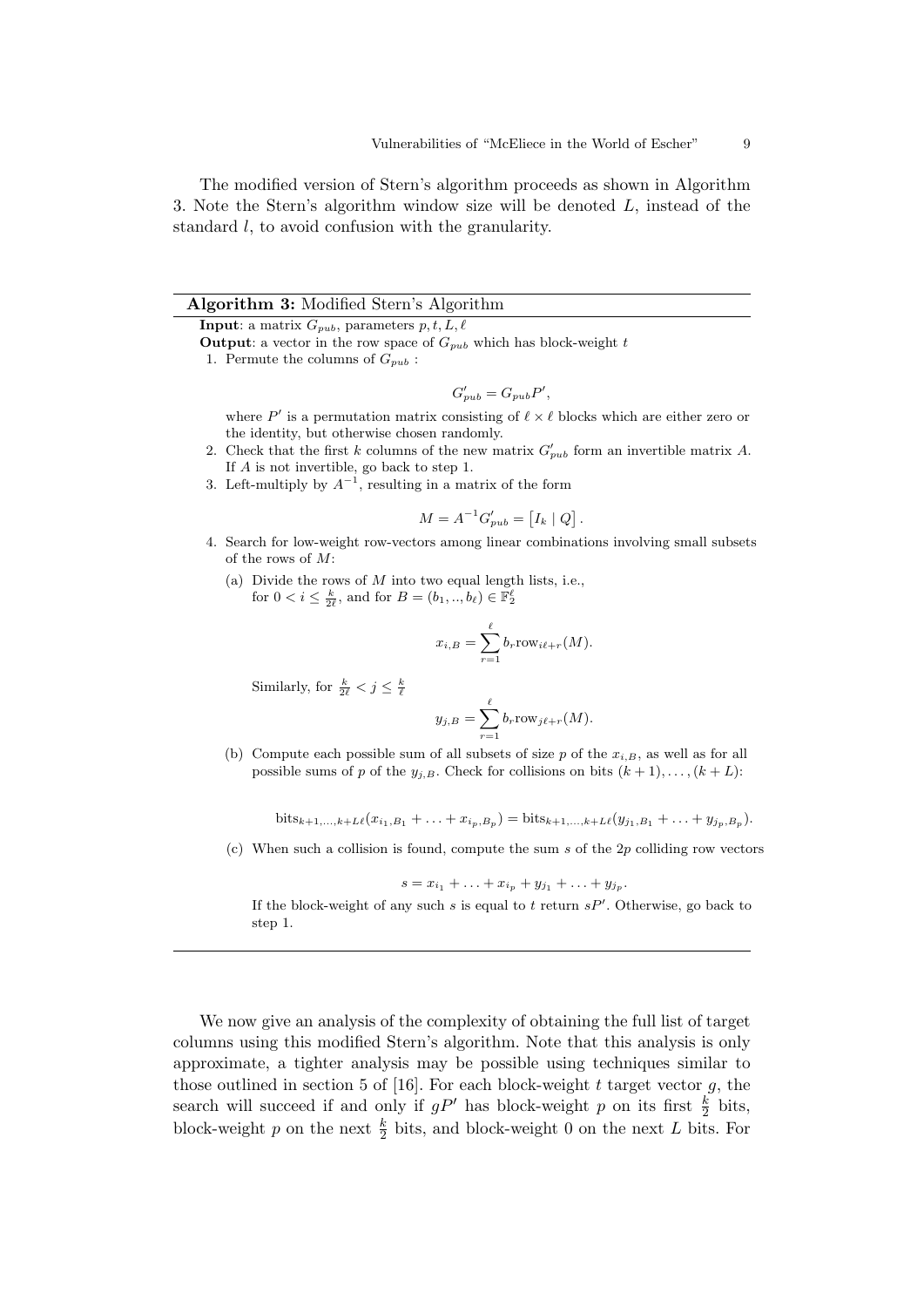The modified version of Stern's algorithm proceeds as shown in Algorithm 3. Note the Stern's algorithm window size will be denoted $L$, instead of the standard $l$, to avoid confusion with the granularity.

---

**Algorithm 3:** Modified Stern's Algorithm

---

**Input**: a matrix $G_{pub}$, parameters $p, t, L, \ell$

**Output**: a vector in the row space of $G_{pub}$ which has block-weight $t$

1. Permute the columns of $G_{pub}$ :

$$G'_{pub} = G_{pub}P',$$

   where $P'$ is a permutation matrix consisting of $\ell \times \ell$ blocks which are either zero or the identity, but otherwise chosen randomly.

2. Check that the first $k$ columns of the new matrix $G'_{pub}$ form an invertible matrix $A$. If $A$ is not invertible, go back to step 1.
3. Left-multiply by $A^{-1}$, resulting in a matrix of the form

$$M = A^{-1}G'_{pub} = \begin{bmatrix} I_k \mid Q \end{bmatrix}.$$

4. Search for low-weight row-vectors among linear combinations involving small subsets of the rows of $M$:

   (a) Divide the rows of $M$ into two equal length lists, i.e., for $0 < i \leq \frac{k}{2\ell}$, and for $B = (b_1, .., b_\ell) \in \mathbb{F}_2^\ell$

$$x_{i,B} = \sum_{r=1}^{\ell} b_r \text{row}_{i\ell+r}(M).$$

   Similarly, for $\frac{k}{2\ell} < j \leq \frac{k}{\ell}$

$$y_{j,B} = \sum_{r=1}^{\ell} b_r \text{row}_{j\ell+r}(M).$$

   (b) Compute each possible sum of all subsets of size $p$ of the $x_{i,B}$, as well as for all possible sums of $p$ of the $y_{j,B}$. Check for collisions on bits $(k+1), \ldots, (k+L)$:

$$\text{bits}_{k+1,\ldots,k+L\ell}(x_{i_1,B_1} + \ldots + x_{i_p,B_p}) = \text{bits}_{k+1,\ldots,k+L\ell}(y_{j_1,B_1} + \ldots + y_{j_p,B_p}).$$

   (c) When such a collision is found, compute the sum $s$ of the $2p$ colliding row vectors

$$s = x_{i_1} + \ldots + x_{i_p} + y_{j_1} + \ldots + y_{j_p}.$$

   If the block-weight of any such $s$ is equal to $t$ return $sP'$. Otherwise, go back to step 1.

---

We now give an analysis of the complexity of obtaining the full list of target columns using this modified Stern's algorithm. Note that this analysis is only approximate, a tighter analysis may be possible using techniques similar to those outlined in section 5 of [16]. For each block-weight $t$ target vector $g$, the search will succeed if and only if $gP'$ has block-weight $p$ on its first $\frac{k}{2}$ bits, block-weight $p$ on the next $\frac{k}{2}$ bits, and block-weight 0 on the next $L$ bits. For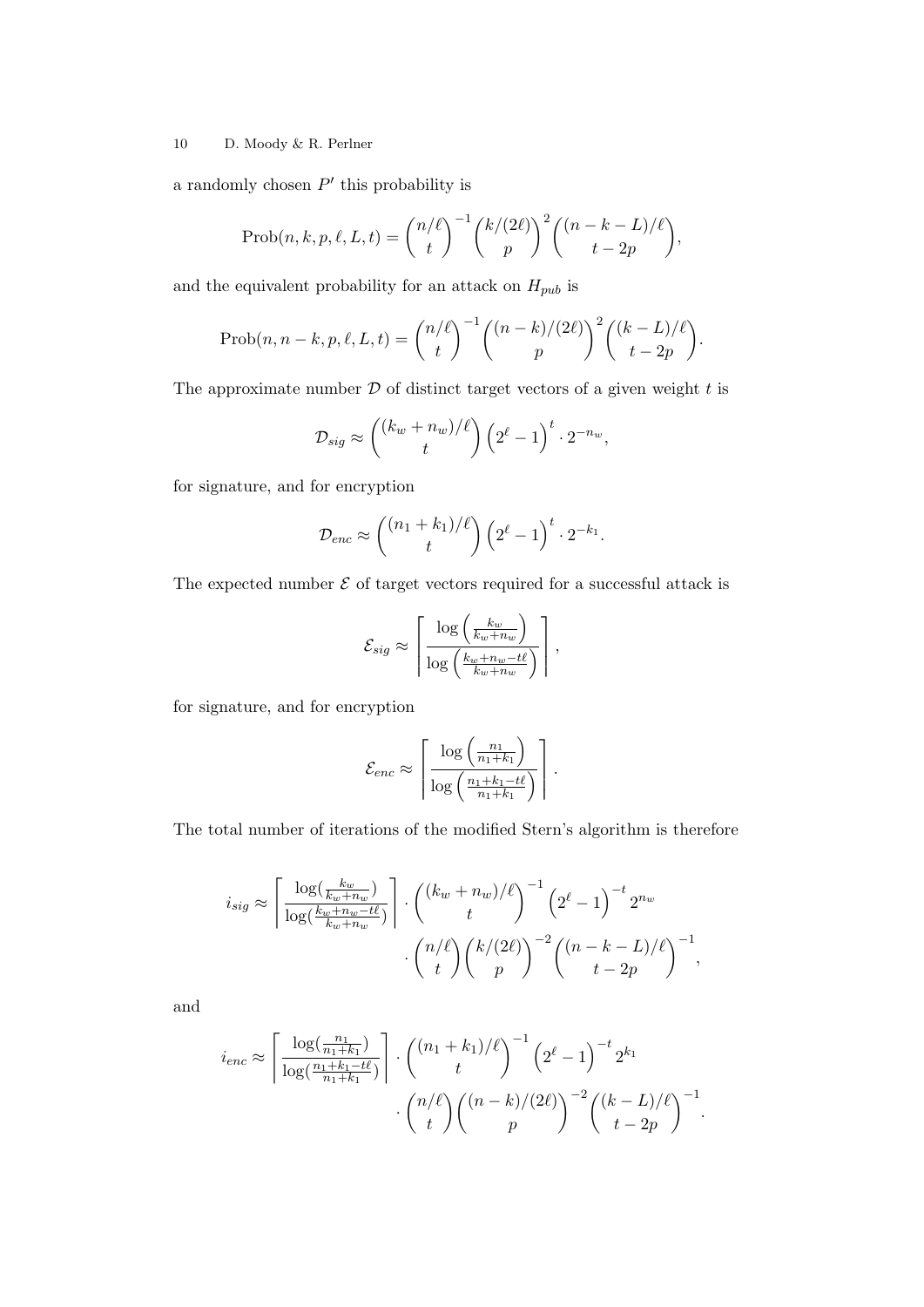a randomly chosen $P'$ this probability is

$$\text{Prob}(n,k,p,\ell,L,t) = \binom{n/\ell}{t}^{-1}\binom{k/(2\ell)}{p}^{2}\binom{(n-k-L)/\ell}{t-2p},$$

and the equivalent probability for an attack on $H_{pub}$ is

$$\text{Prob}(n,n-k,p,\ell,L,t) = \binom{n/\ell}{t}^{-1}\binom{(n-k)/(2\ell)}{p}^{2}\binom{(k-L)/\ell}{t-2p}.$$

The approximate number $\mathcal{D}$ of distinct target vectors of a given weight $t$ is

$$\mathcal{D}_{sig} \approx \binom{(k_w+n_w)/\ell}{t}\left(2^{\ell}-1\right)^{t}\cdot 2^{-n_w},$$

for signature, and for encryption

$$\mathcal{D}_{enc} \approx \binom{(n_1+k_1)/\ell}{t}\left(2^{\ell}-1\right)^{t}\cdot 2^{-k_1}.$$

The expected number $\mathcal{E}$ of target vectors required for a successful attack is

$$\mathcal{E}_{sig} \approx \left\lceil \frac{\log\left(\frac{k_w}{k_w+n_w}\right)}{\log\left(\frac{k_w+n_w-t\ell}{k_w+n_w}\right)} \right\rceil,$$

for signature, and for encryption

$$\mathcal{E}_{enc} \approx \left\lceil \frac{\log\left(\frac{n_1}{n_1+k_1}\right)}{\log\left(\frac{n_1+k_1-t\ell}{n_1+k_1}\right)} \right\rceil.$$

The total number of iterations of the modified Stern's algorithm is therefore

$$i_{sig} \approx \left\lceil \frac{\log(\frac{k_w}{k_w+n_w})}{\log(\frac{k_w+n_w-t\ell}{k_w+n_w})} \right\rceil \cdot \binom{(k_w+n_w)/\ell}{t}^{-1}\left(2^{\ell}-1\right)^{-t}2^{n_w} \cdot \binom{n/\ell}{t}\binom{k/(2\ell)}{p}^{-2}\binom{(n-k-L)/\ell}{t-2p}^{-1},$$

and

$$i_{enc} \approx \left\lceil \frac{\log(\frac{n_1}{n_1+k_1})}{\log(\frac{n_1+k_1-t\ell}{n_1+k_1})} \right\rceil \cdot \binom{(n_1+k_1)/\ell}{t}^{-1}\left(2^{\ell}-1\right)^{-t}2^{k_1} \cdot \binom{n/\ell}{t}\binom{(n-k)/(2\ell)}{p}^{-2}\binom{(k-L)/\ell}{t-2p}^{-1}.$$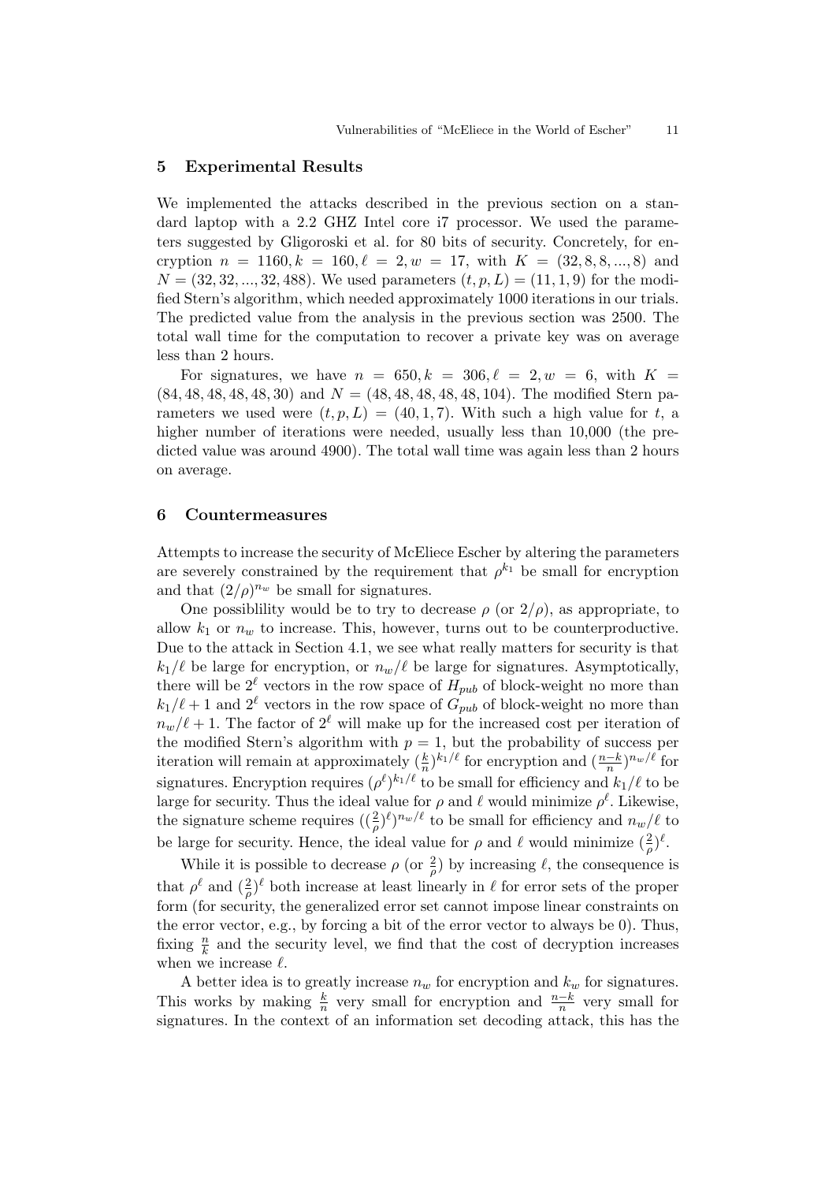## 5 Experimental Results

We implemented the attacks described in the previous section on a standard laptop with a 2.2 GHZ Intel core i7 processor. We used the parameters suggested by Gligoroski et al. for 80 bits of security. Concretely, for encryption $n = 1160, k = 160, \ell = 2, w = 17$, with $K = (32, 8, 8, ..., 8)$ and $N = (32, 32, ..., 32, 488)$. We used parameters $(t, p, L) = (11, 1, 9)$ for the modified Stern's algorithm, which needed approximately 1000 iterations in our trials. The predicted value from the analysis in the previous section was 2500. The total wall time for the computation to recover a private key was on average less than 2 hours.

For signatures, we have $n = 650, k = 306, \ell = 2, w = 6$, with $K = (84, 48, 48, 48, 48, 30)$ and $N = (48, 48, 48, 48, 48, 104)$. The modified Stern parameters we used were $(t, p, L) = (40, 1, 7)$. With such a high value for $t$, a higher number of iterations were needed, usually less than 10,000 (the predicted value was around 4900). The total wall time was again less than 2 hours on average.

## 6 Countermeasures

Attempts to increase the security of McEliece Escher by altering the parameters are severely constrained by the requirement that $\rho^{k_1}$ be small for encryption and that $(2/\rho)^{n_w}$ be small for signatures.

One possiblility would be to try to decrease $\rho$ (or $2/\rho$), as appropriate, to allow $k_1$ or $n_w$ to increase. This, however, turns out to be counterproductive. Due to the attack in Section 4.1, we see what really matters for security is that $k_1/\ell$ be large for encryption, or $n_w/\ell$ be large for signatures. Asymptotically, there will be $2^\ell$ vectors in the row space of $H_{pub}$ of block-weight no more than $k_1/\ell + 1$ and $2^\ell$ vectors in the row space of $G_{pub}$ of block-weight no more than $n_w/\ell + 1$. The factor of $2^\ell$ will make up for the increased cost per iteration of the modified Stern's algorithm with $p = 1$, but the probability of success per iteration will remain at approximately $(\frac{k}{n})^{k_1/\ell}$ for encryption and $(\frac{n-k}{n})^{n_w/\ell}$ for signatures. Encryption requires $(\rho^\ell)^{k_1/\ell}$ to be small for efficiency and $k_1/\ell$ to be large for security. Thus the ideal value for $\rho$ and $\ell$ would minimize $\rho^\ell$. Likewise, the signature scheme requires $((\frac{2}{\rho})^\ell)^{n_w/\ell}$ to be small for efficiency and $n_w/\ell$ to be large for security. Hence, the ideal value for $\rho$ and $\ell$ would minimize $(\frac{2}{\rho})^\ell$.

While it is possible to decrease $\rho$ (or $\frac{2}{\rho}$) by increasing $\ell$, the consequence is that $\rho^\ell$ and $(\frac{2}{\rho})^\ell$ both increase at least linearly in $\ell$ for error sets of the proper form (for security, the generalized error set cannot impose linear constraints on the error vector, e.g., by forcing a bit of the error vector to always be 0). Thus, fixing $\frac{n}{k}$ and the security level, we find that the cost of decryption increases when we increase $\ell$.

A better idea is to greatly increase $n_w$ for encryption and $k_w$ for signatures. This works by making $\frac{k}{n}$ very small for encryption and $\frac{n-k}{n}$ very small for signatures. In the context of an information set decoding attack, this has the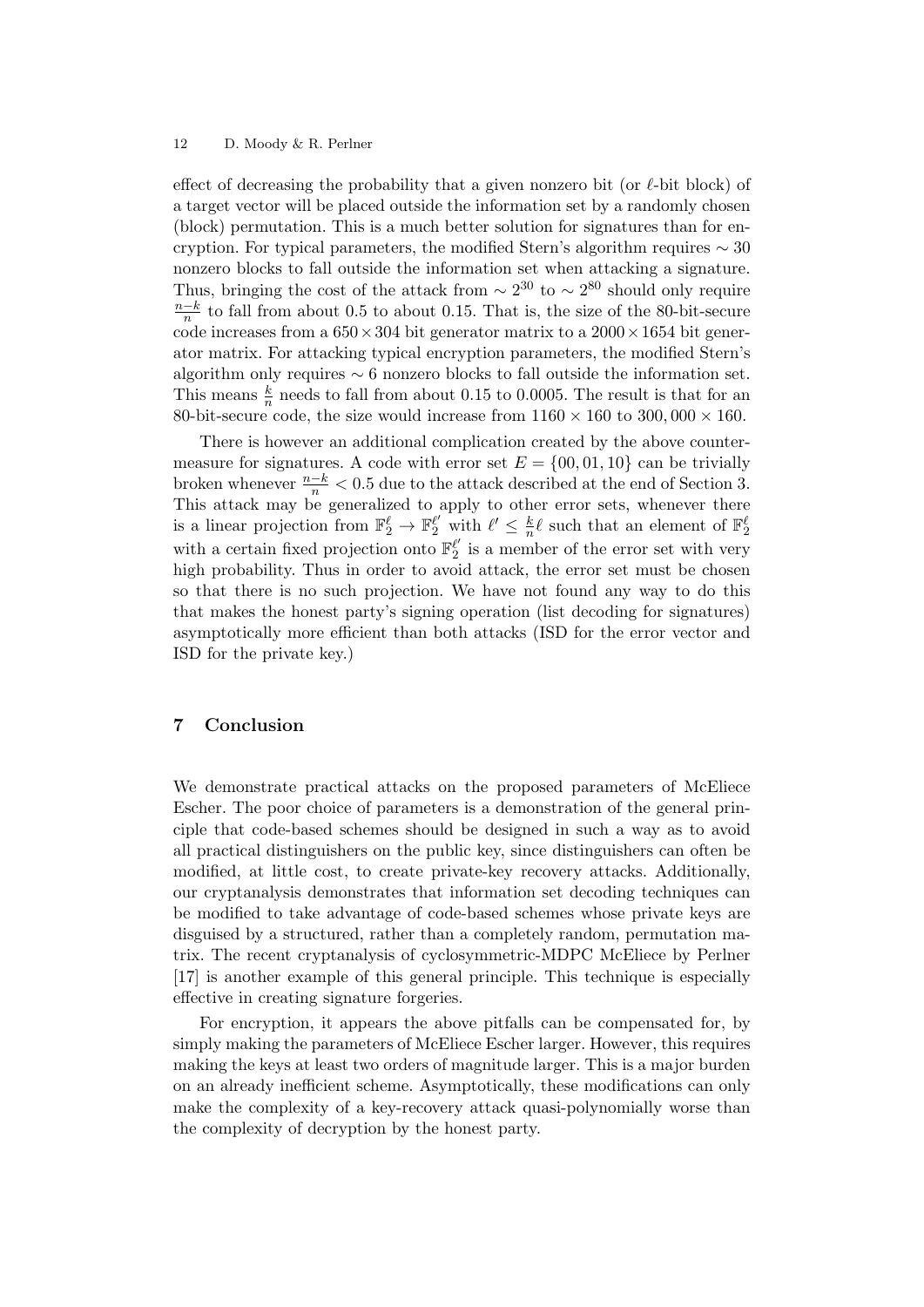effect of decreasing the probability that a given nonzero bit (or $\ell$-bit block) of a target vector will be placed outside the information set by a randomly chosen (block) permutation. This is a much better solution for signatures than for encryption. For typical parameters, the modified Stern's algorithm requires $\sim 30$ nonzero blocks to fall outside the information set when attacking a signature. Thus, bringing the cost of the attack from $\sim 2^{30}$ to $\sim 2^{80}$ should only require $\frac{n-k}{n}$ to fall from about 0.5 to about 0.15. That is, the size of the 80-bit-secure code increases from a $650 \times 304$ bit generator matrix to a $2000 \times 1654$ bit generator matrix. For attacking typical encryption parameters, the modified Stern's algorithm only requires $\sim 6$ nonzero blocks to fall outside the information set. This means $\frac{k}{n}$ needs to fall from about 0.15 to 0.0005. The result is that for an 80-bit-secure code, the size would increase from $1160 \times 160$ to $300,000 \times 160$.

There is however an additional complication created by the above countermeasure for signatures. A code with error set $E = \{00, 01, 10\}$ can be trivially broken whenever $\frac{n-k}{n} < 0.5$ due to the attack described at the end of Section 3. This attack may be generalized to apply to other error sets, whenever there is a linear projection from $\mathbb{F}_2^\ell \to \mathbb{F}_2^{\ell'}$ with $\ell' \leq \frac{k}{n}\ell$ such that an element of $\mathbb{F}_2^\ell$ with a certain fixed projection onto $\mathbb{F}_2^{\ell'}$ is a member of the error set with very high probability. Thus in order to avoid attack, the error set must be chosen so that there is no such projection. We have not found any way to do this that makes the honest party's signing operation (list decoding for signatures) asymptotically more efficient than both attacks (ISD for the error vector and ISD for the private key.)

## 7 Conclusion

We demonstrate practical attacks on the proposed parameters of McEliece Escher. The poor choice of parameters is a demonstration of the general principle that code-based schemes should be designed in such a way as to avoid all practical distinguishers on the public key, since distinguishers can often be modified, at little cost, to create private-key recovery attacks. Additionally, our cryptanalysis demonstrates that information set decoding techniques can be modified to take advantage of code-based schemes whose private keys are disguised by a structured, rather than a completely random, permutation matrix. The recent cryptanalysis of cyclosymmetric-MDPC McEliece by Perlner [17] is another example of this general principle. This technique is especially effective in creating signature forgeries.

For encryption, it appears the above pitfalls can be compensated for, by simply making the parameters of McEliece Escher larger. However, this requires making the keys at least two orders of magnitude larger. This is a major burden on an already inefficient scheme. Asymptotically, these modifications can only make the complexity of a key-recovery attack quasi-polynomially worse than the complexity of decryption by the honest party.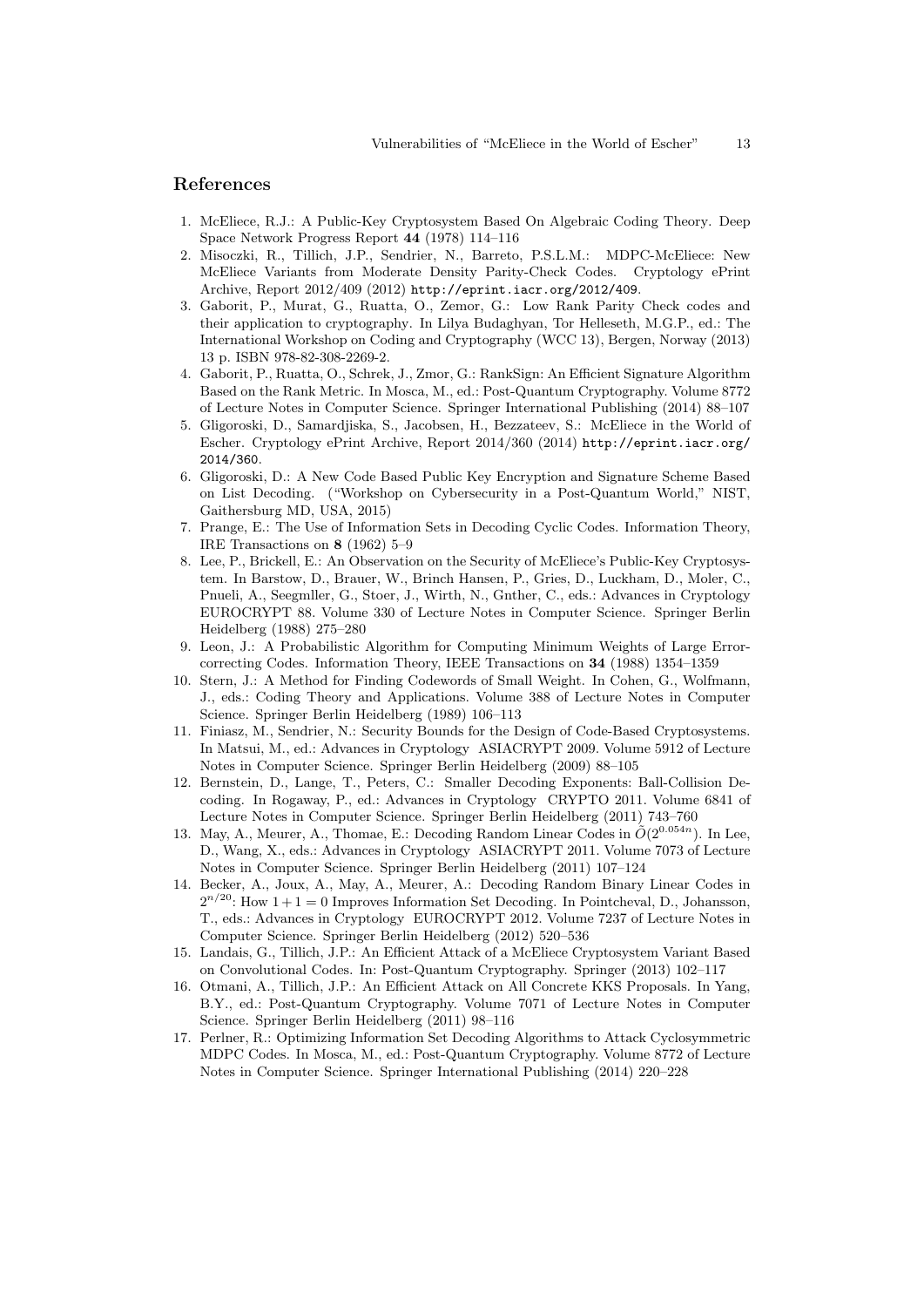## References

1. McEliece, R.J.: A Public-Key Cryptosystem Based On Algebraic Coding Theory. Deep Space Network Progress Report **44** (1978) 114–116
2. Misoczki, R., Tillich, J.P., Sendrier, N., Barreto, P.S.L.M.: MDPC-McEliece: New McEliece Variants from Moderate Density Parity-Check Codes. Cryptology ePrint Archive, Report 2012/409 (2012) `http://eprint.iacr.org/2012/409`.
3. Gaborit, P., Murat, G., Ruatta, O., Zemor, G.: Low Rank Parity Check codes and their application to cryptography. In Lilya Budaghyan, Tor Helleseth, M.G.P., ed.: The International Workshop on Coding and Cryptography (WCC 13), Bergen, Norway (2013) 13 p. ISBN 978-82-308-2269-2.
4. Gaborit, P., Ruatta, O., Schrek, J., Zmor, G.: RankSign: An Efficient Signature Algorithm Based on the Rank Metric. In Mosca, M., ed.: Post-Quantum Cryptography. Volume 8772 of Lecture Notes in Computer Science. Springer International Publishing (2014) 88–107
5. Gligoroski, D., Samardjiska, S., Jacobsen, H., Bezzateev, S.: McEliece in the World of Escher. Cryptology ePrint Archive, Report 2014/360 (2014) `http://eprint.iacr.org/2014/360`.
6. Gligoroski, D.: A New Code Based Public Key Encryption and Signature Scheme Based on List Decoding. ("Workshop on Cybersecurity in a Post-Quantum World," NIST, Gaithersburg MD, USA, 2015)
7. Prange, E.: The Use of Information Sets in Decoding Cyclic Codes. Information Theory, IRE Transactions on **8** (1962) 5–9
8. Lee, P., Brickell, E.: An Observation on the Security of McEliece's Public-Key Cryptosystem. In Barstow, D., Brauer, W., Brinch Hansen, P., Gries, D., Luckham, D., Moler, C., Pnueli, A., Seegmller, G., Stoer, J., Wirth, N., Gnther, C., eds.: Advances in Cryptology EUROCRYPT 88. Volume 330 of Lecture Notes in Computer Science. Springer Berlin Heidelberg (1988) 275–280
9. Leon, J.: A Probabilistic Algorithm for Computing Minimum Weights of Large Error-correcting Codes. Information Theory, IEEE Transactions on **34** (1988) 1354–1359
10. Stern, J.: A Method for Finding Codewords of Small Weight. In Cohen, G., Wolfmann, J., eds.: Coding Theory and Applications. Volume 388 of Lecture Notes in Computer Science. Springer Berlin Heidelberg (1989) 106–113
11. Finiasz, M., Sendrier, N.: Security Bounds for the Design of Code-Based Cryptosystems. In Matsui, M., ed.: Advances in Cryptology ASIACRYPT 2009. Volume 5912 of Lecture Notes in Computer Science. Springer Berlin Heidelberg (2009) 88–105
12. Bernstein, D., Lange, T., Peters, C.: Smaller Decoding Exponents: Ball-Collision Decoding. In Rogaway, P., ed.: Advances in Cryptology CRYPTO 2011. Volume 6841 of Lecture Notes in Computer Science. Springer Berlin Heidelberg (2011) 743–760
13. May, A., Meurer, A., Thomae, E.: Decoding Random Linear Codes in $\tilde{O}(2^{0.054n})$. In Lee, D., Wang, X., eds.: Advances in Cryptology ASIACRYPT 2011. Volume 7073 of Lecture Notes in Computer Science. Springer Berlin Heidelberg (2011) 107–124
14. Becker, A., Joux, A., May, A., Meurer, A.: Decoding Random Binary Linear Codes in $2^{n/20}$: How $1+1=0$ Improves Information Set Decoding. In Pointcheval, D., Johansson, T., eds.: Advances in Cryptology EUROCRYPT 2012. Volume 7237 of Lecture Notes in Computer Science. Springer Berlin Heidelberg (2012) 520–536
15. Landais, G., Tillich, J.P.: An Efficient Attack of a McEliece Cryptosystem Variant Based on Convolutional Codes. In: Post-Quantum Cryptography. Springer (2013) 102–117
16. Otmani, A., Tillich, J.P.: An Efficient Attack on All Concrete KKS Proposals. In Yang, B.Y., ed.: Post-Quantum Cryptography. Volume 7071 of Lecture Notes in Computer Science. Springer Berlin Heidelberg (2011) 98–116
17. Perlner, R.: Optimizing Information Set Decoding Algorithms to Attack Cyclosymmetric MDPC Codes. In Mosca, M., ed.: Post-Quantum Cryptography. Volume 8772 of Lecture Notes in Computer Science. Springer International Publishing (2014) 220–228